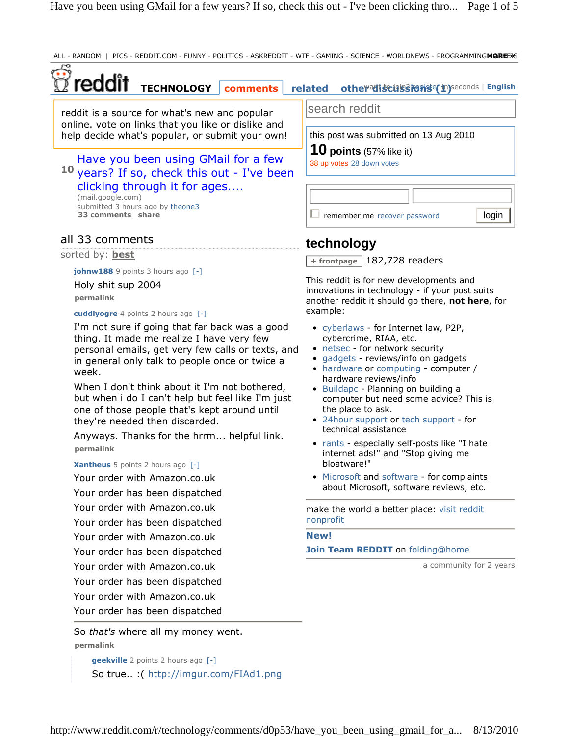ALL - RANDOM | PICS - REDDIT.COM - FUNNY - POLITICS - ASKREDDIT - WTF - GAMING - SCIENCE - WORLDNEWS - PROGRAMMING MORE »

reddit **TECHNOLOGY** comments related other discussions (1) want to join? register in seconds | English

reddit is a source for what's new and popular online. vote on links that you like or dislike and help decide what's popular, or submit your own!

10 **Have you been using GMail for a few years? If so, check this out - I've been clicking through it for ages....**
(mail.google.com)
submitted 3 hours ago by theone3
33 comments share

## all 33 comments

sorted by: **best**

**johnw188** 9 points 3 hours ago [-]

Holy shit sup 2004

permalink

**cuddlyogre** 4 points 2 hours ago [-]

I'm not sure if going that far back was a good thing. It made me realize I have very few personal emails, get very few calls or texts, and in general only talk to people once or twice a week.

When I don't think about it I'm not bothered, but when i do I can't help but feel like I'm just one of those people that's kept around until they're needed then discarded.

Anyways. Thanks for the hrrm... helpful link.

permalink

**Xantheus** 5 points 2 hours ago [-]

Your order with Amazon.co.uk

Your order has been dispatched

Your order with Amazon.co.uk

Your order has been dispatched

Your order with Amazon.co.uk

Your order has been dispatched

Your order with Amazon.co.uk

Your order has been dispatched

Your order with Amazon.co.uk

Your order has been dispatched

---

So *that's* where all my money went.

permalink

**geekville** 2 points 2 hours ago [-]

So true.. :( http://imgur.com/FIAd1.png

search reddit

this post was submitted on 13 Aug 2010

**10** points (57% like it)

38 up votes 28 down votes

remember me recover password login

## technology

+ frontpage 182,728 readers

This reddit is for new developments and innovations in technology - if your post suits another reddit it should go there, **not here**, for example:

- cyberlaws - for Internet law, P2P, cybercrime, RIAA, etc.
- netsec - for network security
- gadgets - reviews/info on gadgets
- hardware or computing - computer / hardware reviews/info
- Buildapc - Planning on building a computer but need some advice? This is the place to ask.
- 24hour support or tech support - for technical assistance
- rants - especially self-posts like "I hate internet ads!" and "Stop giving me bloatware!"
- Microsoft and software - for complaints about Microsoft, software reviews, etc.

make the world a better place: visit reddit nonprofit

**New!**

**Join Team REDDIT** on folding@home

a community for 2 years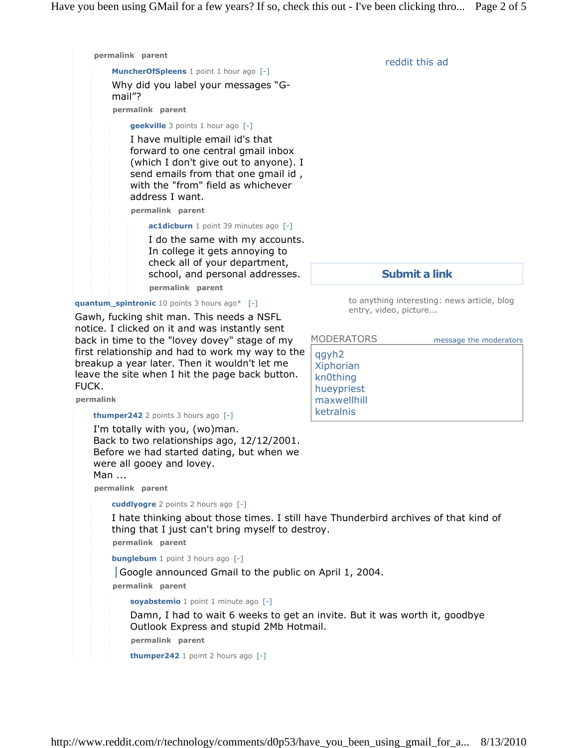permalink parent

**MuncherOfSpleens** 1 point 1 hour ago [-]

Why did you label your messages “G-mail”?

permalink parent

**geekville** 3 points 1 hour ago [-]

I have multiple email id's that forward to one central gmail inbox (which I don't give out to anyone). I send emails from that one gmail id , with the "from" field as whichever address I want.

permalink parent

**ac1dicburn** 1 point 39 minutes ago [-]

I do the same with my accounts. In college it gets annoying to check all of your department, school, and personal addresses.

permalink parent

**quantum_spintronic** 10 points 3 hours ago* [-]

Gawh, fucking shit man. This needs a NSFL notice. I clicked on it and was instantly sent back in time to the "lovey dovey" stage of my first relationship and had to work my way to the breakup a year later. Then it wouldn't let me leave the site when I hit the page back button. FUCK.

permalink

**thumper242** 2 points 3 hours ago [-]

I'm totally with you, (wo)man.
Back to two relationships ago, 12/12/2001. Before we had started dating, but when we were all gooey and lovey.
Man ...

permalink parent

**cuddlyogre** 2 points 2 hours ago [-]

I hate thinking about those times. I still have Thunderbird archives of that kind of thing that I just can't bring myself to destroy.

permalink parent

**bunglebum** 1 point 3 hours ago [-]

> Google announced Gmail to the public on April 1, 2004.

permalink parent

**soyabstemio** 1 point 1 minute ago [-]

Damn, I had to wait 6 weeks to get an invite. But it was worth it, goodbye Outlook Express and stupid 2Mb Hotmail.

permalink parent

**thumper242** 1 point 2 hours ago [-]

reddit this ad

**Submit a link**

to anything interesting: news article, blog entry, video, picture...

MODERATORS message the moderators

- qgyh2
- Xiphorian
- kn0thing
- hueypriest
- maxwellhill
- ketralnis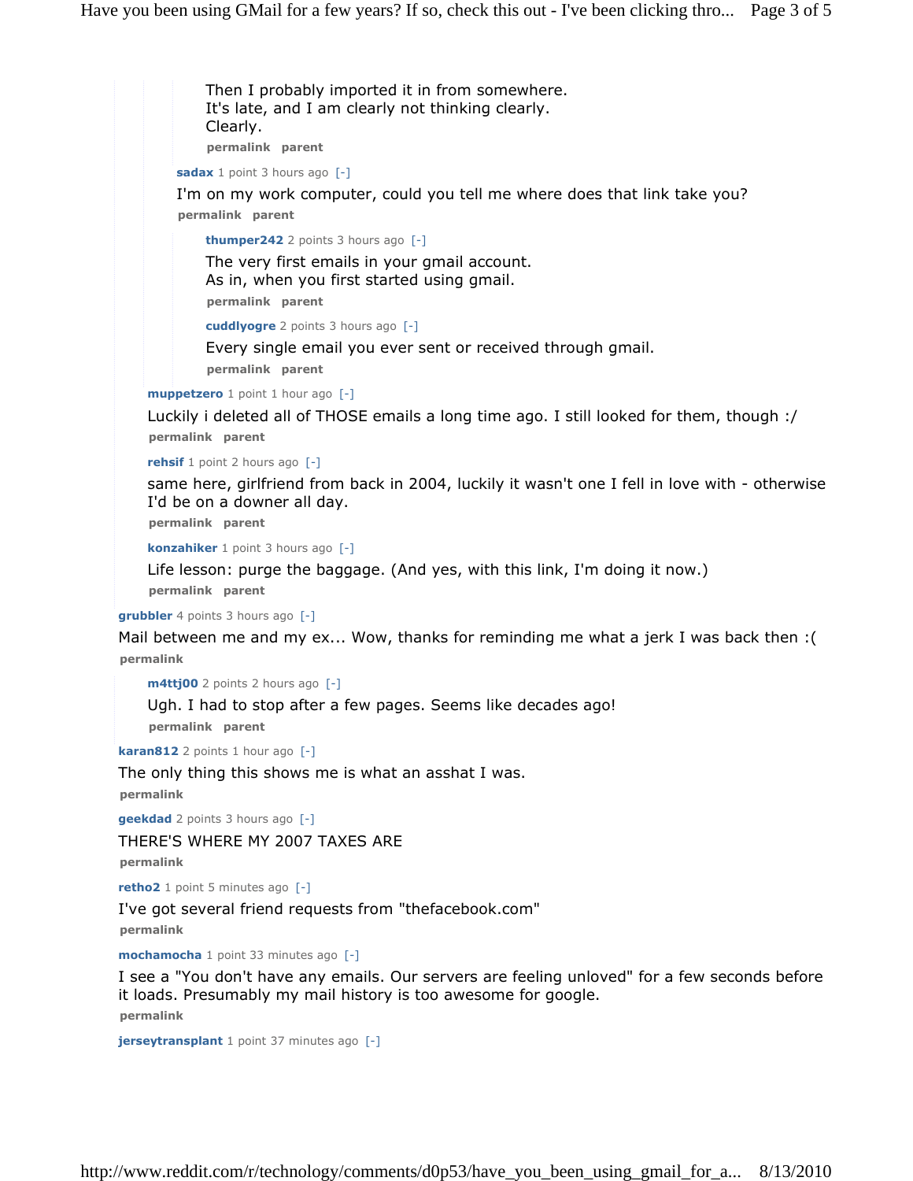Then I probably imported it in from somewhere.
It's late, and I am clearly not thinking clearly.
Clearly.

permalink parent

**sadax** 1 point 3 hours ago [-]

I'm on my work computer, could you tell me where does that link take you?

permalink parent

**thumper242** 2 points 3 hours ago [-]

The very first emails in your gmail account.
As in, when you first started using gmail.

permalink parent

**cuddlyogre** 2 points 3 hours ago [-]

Every single email you ever sent or received through gmail.

permalink parent

**muppetzero** 1 point 1 hour ago [-]

Luckily i deleted all of THOSE emails a long time ago. I still looked for them, though :/

permalink parent

**rehsif** 1 point 2 hours ago [-]

same here, girlfriend from back in 2004, luckily it wasn't one I fell in love with - otherwise I'd be on a downer all day.

permalink parent

**konzahiker** 1 point 3 hours ago [-]

Life lesson: purge the baggage. (And yes, with this link, I'm doing it now.)

permalink parent

**grubbler** 4 points 3 hours ago [-]

Mail between me and my ex... Wow, thanks for reminding me what a jerk I was back then :(

permalink

**m4ttj00** 2 points 2 hours ago [-]

Ugh. I had to stop after a few pages. Seems like decades ago!

permalink parent

**karan812** 2 points 1 hour ago [-]

The only thing this shows me is what an asshat I was.

permalink

**geekdad** 2 points 3 hours ago [-]

THERE'S WHERE MY 2007 TAXES ARE

permalink

**retho2** 1 point 5 minutes ago [-]

I've got several friend requests from "thefacebook.com"

permalink

**mochamocha** 1 point 33 minutes ago [-]

I see a "You don't have any emails. Our servers are feeling unloved" for a few seconds before it loads. Presumably my mail history is too awesome for google.

permalink

**jerseytransplant** 1 point 37 minutes ago [-]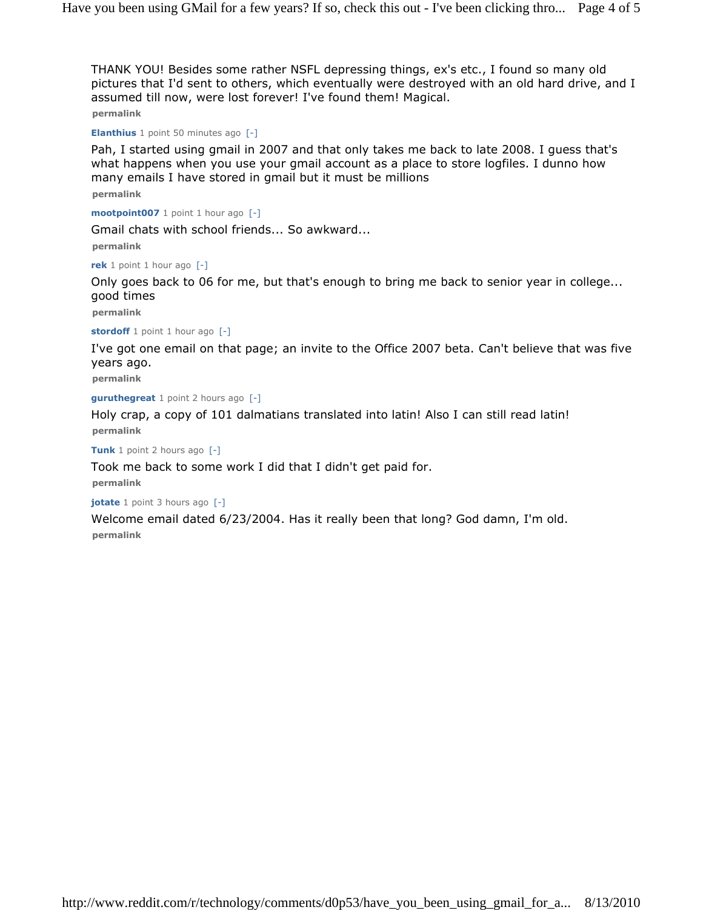THANK YOU! Besides some rather NSFL depressing things, ex's etc., I found so many old pictures that I'd sent to others, which eventually were destroyed with an old hard drive, and I assumed till now, were lost forever! I've found them! Magical.

**permalink**

**Elanthius** 1 point 50 minutes ago [-]

Pah, I started using gmail in 2007 and that only takes me back to late 2008. I guess that's what happens when you use your gmail account as a place to store logfiles. I dunno how many emails I have stored in gmail but it must be millions

**permalink**

**mootpoint007** 1 point 1 hour ago [-]

Gmail chats with school friends... So awkward...

**permalink**

**rek** 1 point 1 hour ago [-]

Only goes back to 06 for me, but that's enough to bring me back to senior year in college... good times

**permalink**

**stordoff** 1 point 1 hour ago [-]

I've got one email on that page; an invite to the Office 2007 beta. Can't believe that was five years ago.

**permalink**

**guruthegreat** 1 point 2 hours ago [-]

Holy crap, a copy of 101 dalmatians translated into latin! Also I can still read latin!

**permalink**

**Tunk** 1 point 2 hours ago [-]

Took me back to some work I did that I didn't get paid for.

**permalink**

**jotate** 1 point 3 hours ago [-]

Welcome email dated 6/23/2004. Has it really been that long? God damn, I'm old.

**permalink**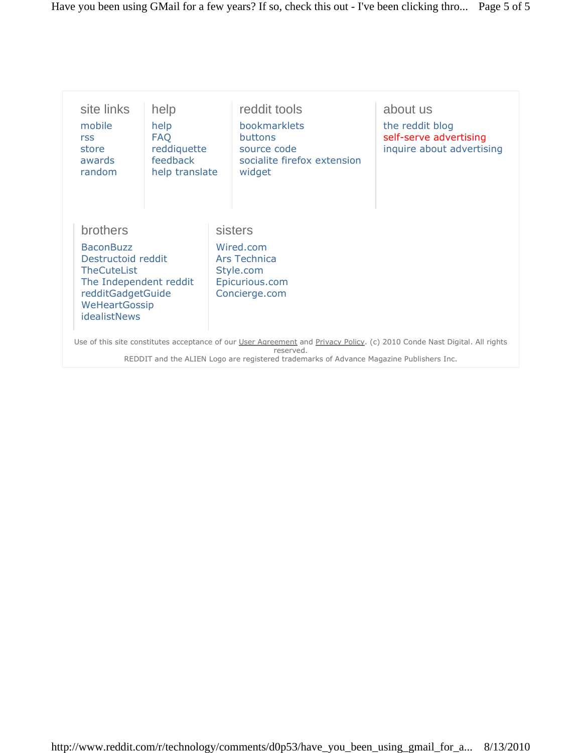### site links

mobile
rss
store
awards
random

### help

help
FAQ
reddiquette
feedback
help translate

### reddit tools

bookmarklets
buttons
source code
socialite firefox extension
widget

### about us

the reddit blog
self-serve advertising
inquire about advertising

### brothers

BaconBuzz
Destructoid reddit
TheCuteList
The Independent reddit
redditGadgetGuide
WeHeartGossip
idealistNews

### sisters

Wired.com
Ars Technica
Style.com
Epicurious.com
Concierge.com

Use of this site constitutes acceptance of our User Agreement and Privacy Policy. (c) 2010 Conde Nast Digital. All rights reserved.
REDDIT and the ALIEN Logo are registered trademarks of Advance Magazine Publishers Inc.